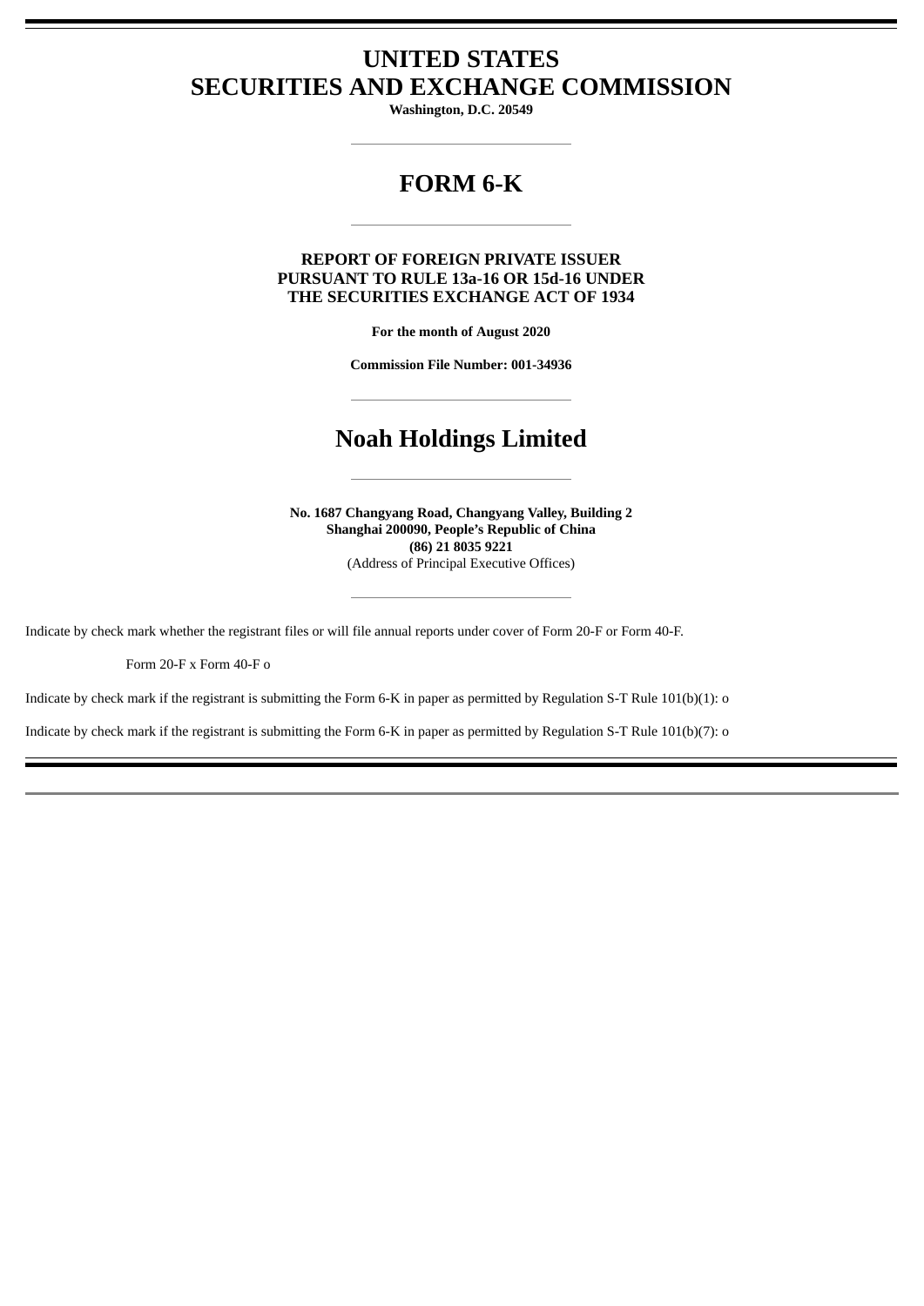# UNITED STATES
# SECURITIES AND EXCHANGE COMMISSION

**Washington, D.C. 20549**

---

# FORM 6-K

---

**REPORT OF FOREIGN PRIVATE ISSUER**
**PURSUANT TO RULE 13a-16 OR 15d-16 UNDER**
**THE SECURITIES EXCHANGE ACT OF 1934**

**For the month of August 2020**

**Commission File Number: 001-34936**

---

# Noah Holdings Limited

---

**No. 1687 Changyang Road, Changyang Valley, Building 2**
**Shanghai 200090, People's Republic of China**
**(86) 21 8035 9221**
(Address of Principal Executive Offices)

---

Indicate by check mark whether the registrant files or will file annual reports under cover of Form 20-F or Form 40-F.

Form 20-F x Form 40-F o

Indicate by check mark if the registrant is submitting the Form 6-K in paper as permitted by Regulation S-T Rule 101(b)(1): o

Indicate by check mark if the registrant is submitting the Form 6-K in paper as permitted by Regulation S-T Rule 101(b)(7): o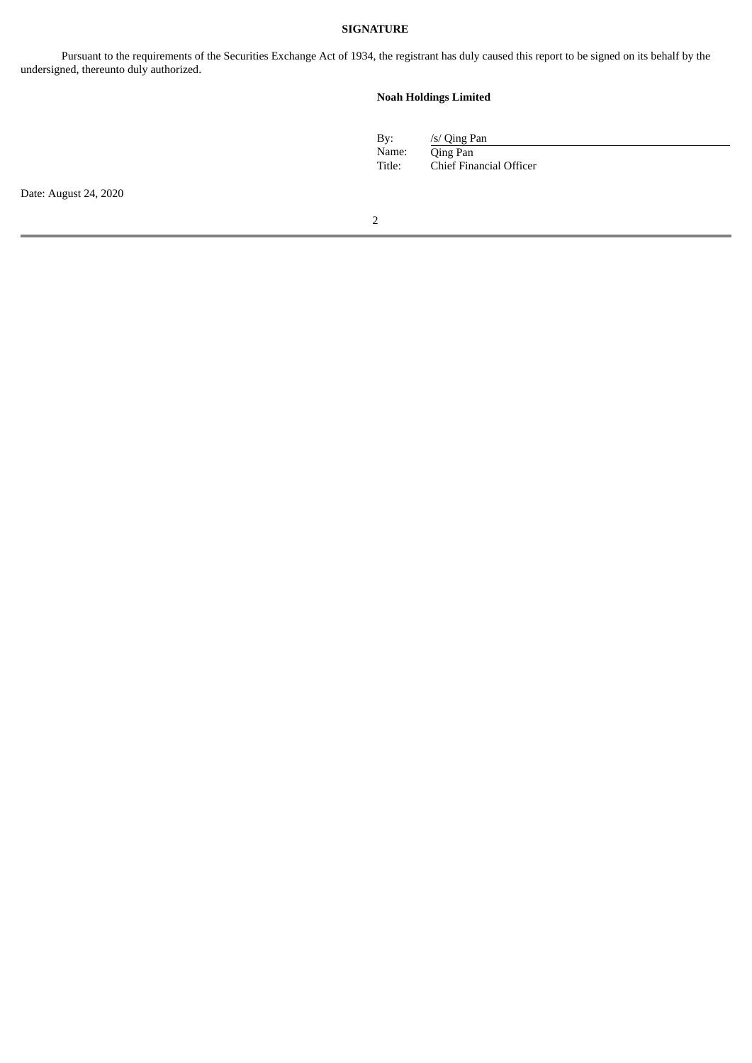**SIGNATURE**

Pursuant to the requirements of the Securities Exchange Act of 1934, the registrant has duly caused this report to be signed on its behalf by the undersigned, thereunto duly authorized.

**Noah Holdings Limited**

| | |
|---|---|
| By: | /s/ Qing Pan |
| Name: | Qing Pan |
| Title: | Chief Financial Officer |

Date: August 24, 2020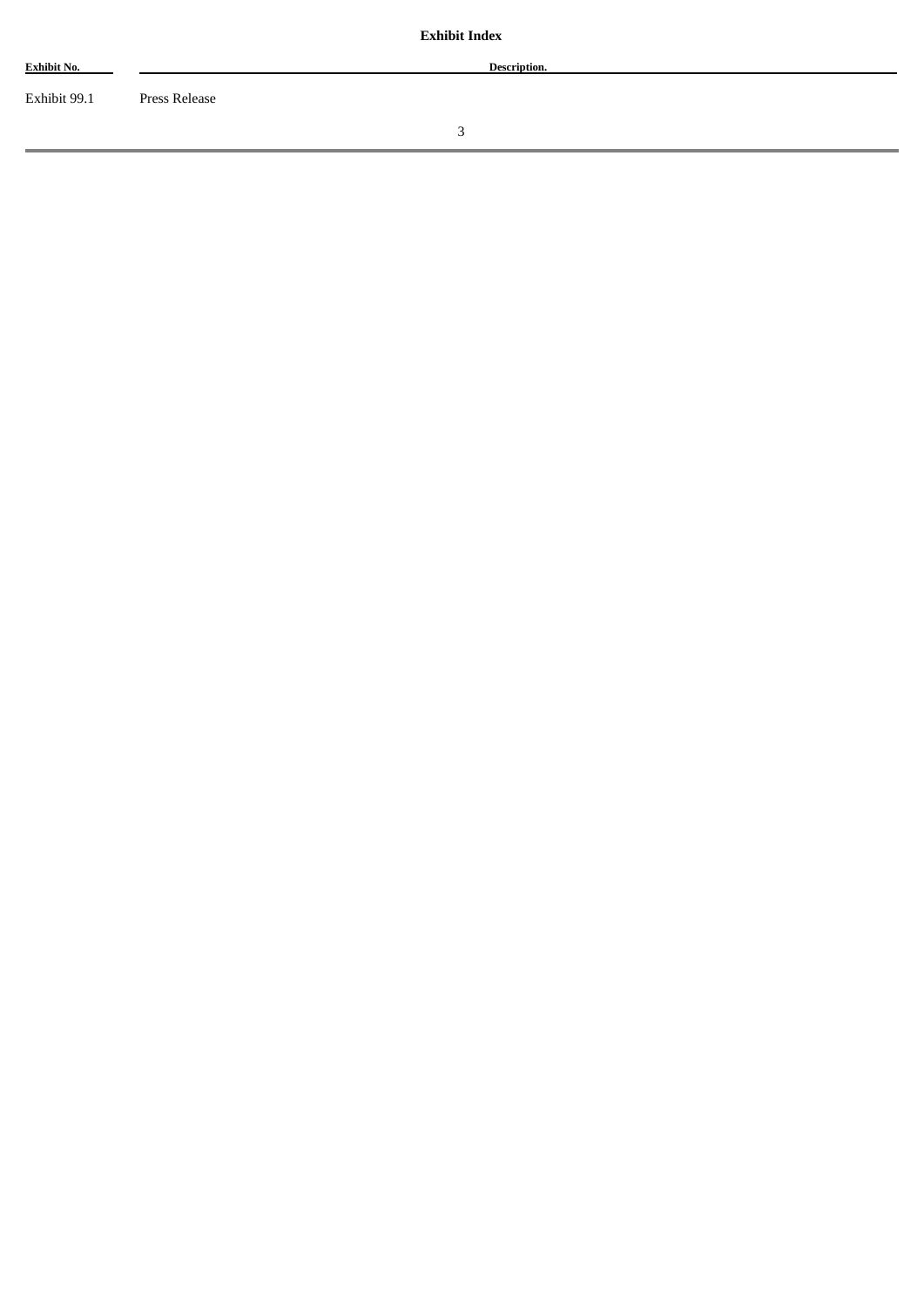**Exhibit Index**

| Exhibit No. | Description. |
| --- | --- |
| Exhibit 99.1 | Press Release |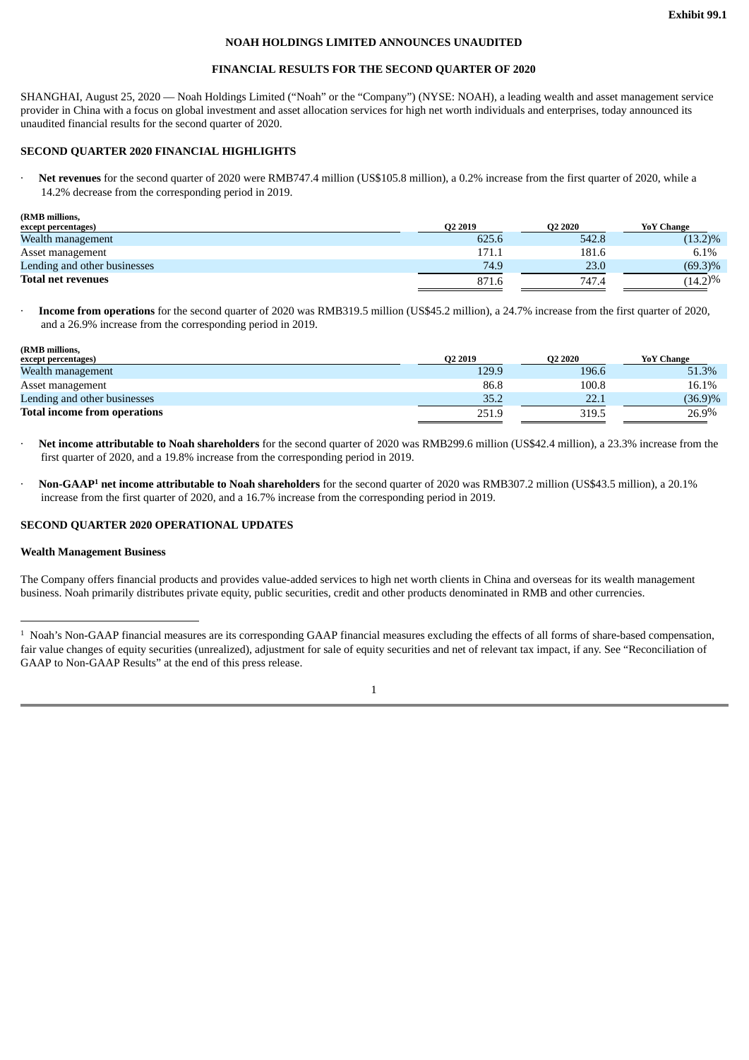Exhibit 99.1

**NOAH HOLDINGS LIMITED ANNOUNCES UNAUDITED**

**FINANCIAL RESULTS FOR THE SECOND QUARTER OF 2020**

SHANGHAI, August 25, 2020 — Noah Holdings Limited (“Noah” or the “Company”) (NYSE: NOAH), a leading wealth and asset management service provider in China with a focus on global investment and asset allocation services for high net worth individuals and enterprises, today announced its unaudited financial results for the second quarter of 2020.

## SECOND QUARTER 2020 FINANCIAL HIGHLIGHTS

- **Net revenues** for the second quarter of 2020 were RMB747.4 million (US$105.8 million), a 0.2% increase from the first quarter of 2020, while a 14.2% decrease from the corresponding period in 2019.

| (RMB millions, except percentages) | Q2 2019 | Q2 2020 | YoY Change |
|---|---|---|---|
| Wealth management | 625.6 | 542.8 | (13.2)% |
| Asset management | 171.1 | 181.6 | 6.1% |
| Lending and other businesses | 74.9 | 23.0 | (69.3)% |
| **Total net revenues** | 871.6 | 747.4 | (14.2)% |

- **Income from operations** for the second quarter of 2020 was RMB319.5 million (US$45.2 million), a 24.7% increase from the first quarter of 2020, and a 26.9% increase from the corresponding period in 2019.

| (RMB millions, except percentages) | Q2 2019 | Q2 2020 | YoY Change |
|---|---|---|---|
| Wealth management | 129.9 | 196.6 | 51.3% |
| Asset management | 86.8 | 100.8 | 16.1% |
| Lending and other businesses | 35.2 | 22.1 | (36.9)% |
| **Total income from operations** | 251.9 | 319.5 | 26.9% |

- **Net income attributable to Noah shareholders** for the second quarter of 2020 was RMB299.6 million (US$42.4 million), a 23.3% increase from the first quarter of 2020, and a 19.8% increase from the corresponding period in 2019.

- **Non-GAAP[1] net income attributable to Noah shareholders** for the second quarter of 2020 was RMB307.2 million (US$43.5 million), a 20.1% increase from the first quarter of 2020, and a 16.7% increase from the corresponding period in 2019.

## SECOND QUARTER 2020 OPERATIONAL UPDATES

### Wealth Management Business

The Company offers financial products and provides value-added services to high net worth clients in China and overseas for its wealth management business. Noah primarily distributes private equity, public securities, credit and other products denominated in RMB and other currencies.

[1] Noah’s Non-GAAP financial measures are its corresponding GAAP financial measures excluding the effects of all forms of share-based compensation, fair value changes of equity securities (unrealized), adjustment for sale of equity securities and net of relevant tax impact, if any. See “Reconciliation of GAAP to Non-GAAP Results” at the end of this press release.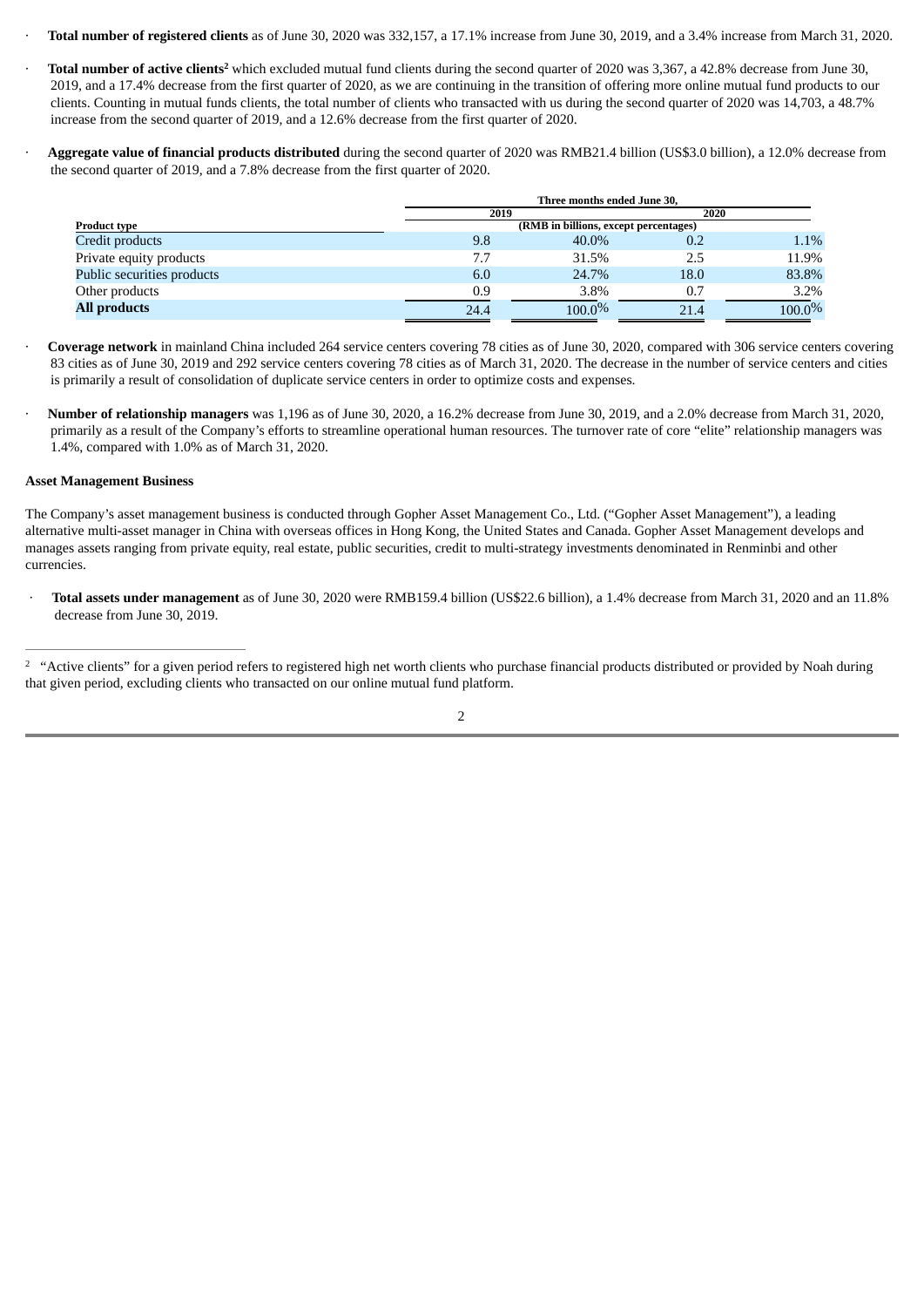- **Total number of registered clients** as of June 30, 2020 was 332,157, a 17.1% increase from June 30, 2019, and a 3.4% increase from March 31, 2020.
- **Total number of active clients**[2] which excluded mutual fund clients during the second quarter of 2020 was 3,367, a 42.8% decrease from June 30, 2019, and a 17.4% decrease from the first quarter of 2020, as we are continuing in the transition of offering more online mutual fund products to our clients. Counting in mutual funds clients, the total number of clients who transacted with us during the second quarter of 2020 was 14,703, a 48.7% increase from the second quarter of 2019, and a 12.6% decrease from the first quarter of 2020.
- **Aggregate value of financial products distributed** during the second quarter of 2020 was RMB21.4 billion (US$3.0 billion), a 12.0% decrease from the second quarter of 2019, and a 7.8% decrease from the first quarter of 2020.

| | Three months ended June 30, | | | |
|---|---|---|---|---|
| | 2019 | | 2020 | |
| **Product type** | (RMB in billions, except percentages) | | | |
| Credit products | 9.8 | 40.0% | 0.2 | 1.1% |
| Private equity products | 7.7 | 31.5% | 2.5 | 11.9% |
| Public securities products | 6.0 | 24.7% | 18.0 | 83.8% |
| Other products | 0.9 | 3.8% | 0.7 | 3.2% |
| **All products** | 24.4 | 100.0% | 21.4 | 100.0% |

- **Coverage network** in mainland China included 264 service centers covering 78 cities as of June 30, 2020, compared with 306 service centers covering 83 cities as of June 30, 2019 and 292 service centers covering 78 cities as of March 31, 2020. The decrease in the number of service centers and cities is primarily a result of consolidation of duplicate service centers in order to optimize costs and expenses.
- **Number of relationship managers** was 1,196 as of June 30, 2020, a 16.2% decrease from June 30, 2019, and a 2.0% decrease from March 31, 2020, primarily as a result of the Company's efforts to streamline operational human resources. The turnover rate of core "elite" relationship managers was 1.4%, compared with 1.0% as of March 31, 2020.

**Asset Management Business**

The Company's asset management business is conducted through Gopher Asset Management Co., Ltd. ("Gopher Asset Management"), a leading alternative multi-asset manager in China with overseas offices in Hong Kong, the United States and Canada. Gopher Asset Management develops and manages assets ranging from private equity, real estate, public securities, credit to multi-strategy investments denominated in Renminbi and other currencies.

- **Total assets under management** as of June 30, 2020 were RMB159.4 billion (US$22.6 billion), a 1.4% decrease from March 31, 2020 and an 11.8% decrease from June 30, 2019.

---

[2] "Active clients" for a given period refers to registered high net worth clients who purchase financial products distributed or provided by Noah during that given period, excluding clients who transacted on our online mutual fund platform.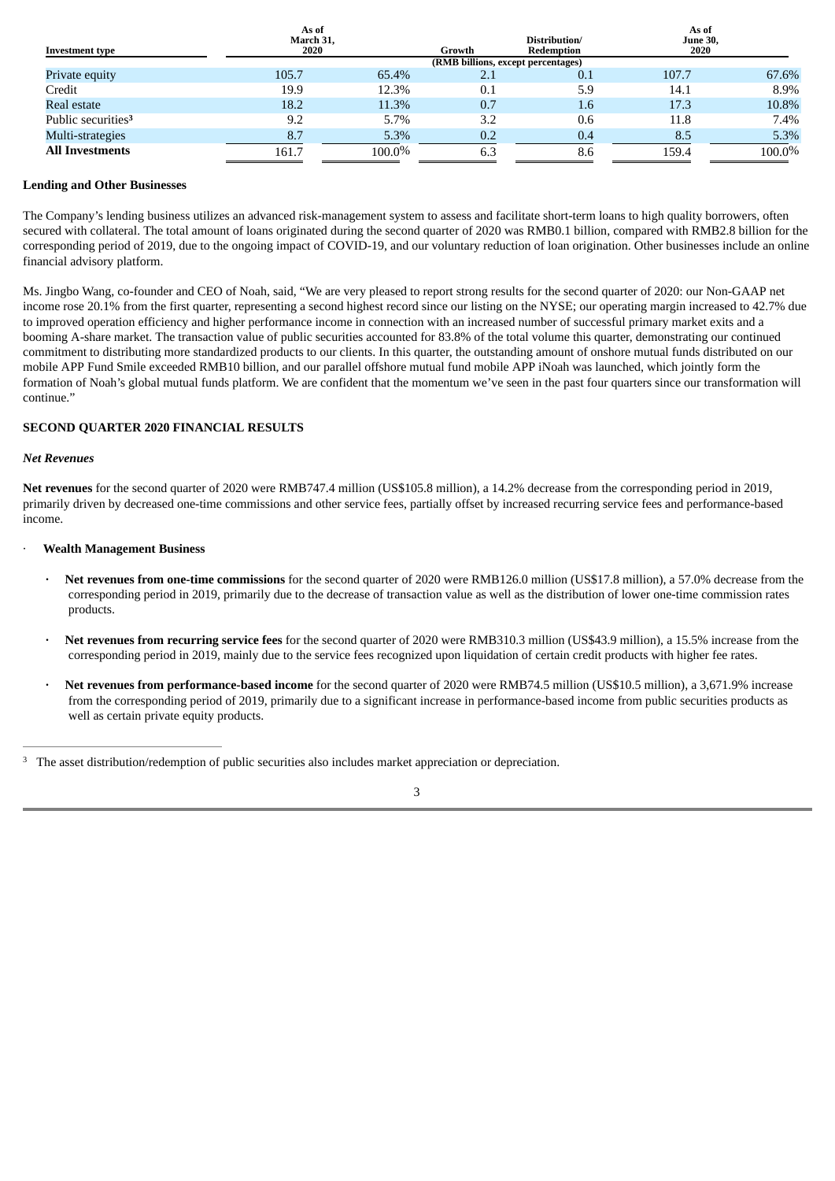| Investment type | As of March 31, 2020 | | Growth | Distribution/ Redemption | As of June 30, 2020 | |
|---|---|---|---|---|---|---|
| | (RMB billions, except percentages) | | | | | |
| Private equity | 105.7 | 65.4% | 2.1 | 0.1 | 107.7 | 67.6% |
| Credit | 19.9 | 12.3% | 0.1 | 5.9 | 14.1 | 8.9% |
| Real estate | 18.2 | 11.3% | 0.7 | 1.6 | 17.3 | 10.8% |
| Public securities[3] | 9.2 | 5.7% | 3.2 | 0.6 | 11.8 | 7.4% |
| Multi-strategies | 8.7 | 5.3% | 0.2 | 0.4 | 8.5 | 5.3% |
| **All Investments** | 161.7 | 100.0% | 6.3 | 8.6 | 159.4 | 100.0% |

**Lending and Other Businesses**

The Company's lending business utilizes an advanced risk-management system to assess and facilitate short-term loans to high quality borrowers, often secured with collateral. The total amount of loans originated during the second quarter of 2020 was RMB0.1 billion, compared with RMB2.8 billion for the corresponding period of 2019, due to the ongoing impact of COVID-19, and our voluntary reduction of loan origination. Other businesses include an online financial advisory platform.

Ms. Jingbo Wang, co-founder and CEO of Noah, said, "We are very pleased to report strong results for the second quarter of 2020: our Non-GAAP net income rose 20.1% from the first quarter, representing a second highest record since our listing on the NYSE; our operating margin increased to 42.7% due to improved operation efficiency and higher performance income in connection with an increased number of successful primary market exits and a booming A-share market. The transaction value of public securities accounted for 83.8% of the total volume this quarter, demonstrating our continued commitment to distributing more standardized products to our clients. In this quarter, the outstanding amount of onshore mutual funds distributed on our mobile APP Fund Smile exceeded RMB10 billion, and our parallel offshore mutual fund mobile APP iNoah was launched, which jointly form the formation of Noah's global mutual funds platform. We are confident that the momentum we've seen in the past four quarters since our transformation will continue."

**SECOND QUARTER 2020 FINANCIAL RESULTS**

***Net Revenues***

**Net revenues** for the second quarter of 2020 were RMB747.4 million (US$105.8 million), a 14.2% decrease from the corresponding period in 2019, primarily driven by decreased one-time commissions and other service fees, partially offset by increased recurring service fees and performance-based income.

- **Wealth Management Business**
  - **Net revenues from one-time commissions** for the second quarter of 2020 were RMB126.0 million (US$17.8 million), a 57.0% decrease from the corresponding period in 2019, primarily due to the decrease of transaction value as well as the distribution of lower one-time commission rates products.
  - **Net revenues from recurring service fees** for the second quarter of 2020 were RMB310.3 million (US$43.9 million), a 15.5% increase from the corresponding period in 2019, mainly due to the service fees recognized upon liquidation of certain credit products with higher fee rates.
  - **Net revenues from performance-based income** for the second quarter of 2020 were RMB74.5 million (US$10.5 million), a 3,671.9% increase from the corresponding period of 2019, primarily due to a significant increase in performance-based income from public securities products as well as certain private equity products.

[3] The asset distribution/redemption of public securities also includes market appreciation or depreciation.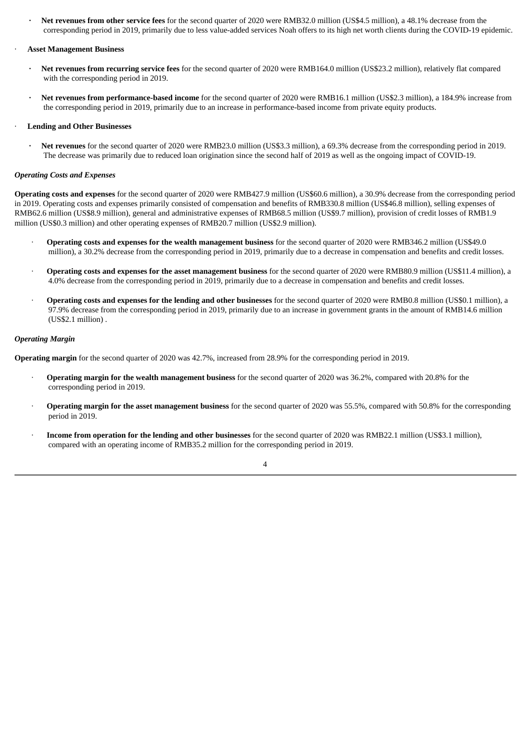- **Net revenues from other service fees** for the second quarter of 2020 were RMB32.0 million (US$4.5 million), a 48.1% decrease from the corresponding period in 2019, primarily due to less value-added services Noah offers to its high net worth clients during the COVID-19 epidemic.

- **Asset Management Business**

  - **Net revenues from recurring service fees** for the second quarter of 2020 were RMB164.0 million (US$23.2 million), relatively flat compared with the corresponding period in 2019.

  - **Net revenues from performance-based income** for the second quarter of 2020 were RMB16.1 million (US$2.3 million), a 184.9% increase from the corresponding period in 2019, primarily due to an increase in performance-based income from private equity products.

- **Lending and Other Businesses**

  - **Net revenues** for the second quarter of 2020 were RMB23.0 million (US$3.3 million), a 69.3% decrease from the corresponding period in 2019. The decrease was primarily due to reduced loan origination since the second half of 2019 as well as the ongoing impact of COVID-19.

*Operating Costs and Expenses*

**Operating costs and expenses** for the second quarter of 2020 were RMB427.9 million (US$60.6 million), a 30.9% decrease from the corresponding period in 2019. Operating costs and expenses primarily consisted of compensation and benefits of RMB330.8 million (US$46.8 million), selling expenses of RMB62.6 million (US$8.9 million), general and administrative expenses of RMB68.5 million (US$9.7 million), provision of credit losses of RMB1.9 million (US$0.3 million) and other operating expenses of RMB20.7 million (US$2.9 million).

- **Operating costs and expenses for the wealth management business** for the second quarter of 2020 were RMB346.2 million (US$49.0 million), a 30.2% decrease from the corresponding period in 2019, primarily due to a decrease in compensation and benefits and credit losses.

- **Operating costs and expenses for the asset management business** for the second quarter of 2020 were RMB80.9 million (US$11.4 million), a 4.0% decrease from the corresponding period in 2019, primarily due to a decrease in compensation and benefits and credit losses.

- **Operating costs and expenses for the lending and other businesses** for the second quarter of 2020 were RMB0.8 million (US$0.1 million), a 97.9% decrease from the corresponding period in 2019, primarily due to an increase in government grants in the amount of RMB14.6 million (US$2.1 million) .

*Operating Margin*

**Operating margin** for the second quarter of 2020 was 42.7%, increased from 28.9% for the corresponding period in 2019.

- **Operating margin for the wealth management business** for the second quarter of 2020 was 36.2%, compared with 20.8% for the corresponding period in 2019.

- **Operating margin for the asset management business** for the second quarter of 2020 was 55.5%, compared with 50.8% for the corresponding period in 2019.

- **Income from operation for the lending and other businesses** for the second quarter of 2020 was RMB22.1 million (US$3.1 million), compared with an operating income of RMB35.2 million for the corresponding period in 2019.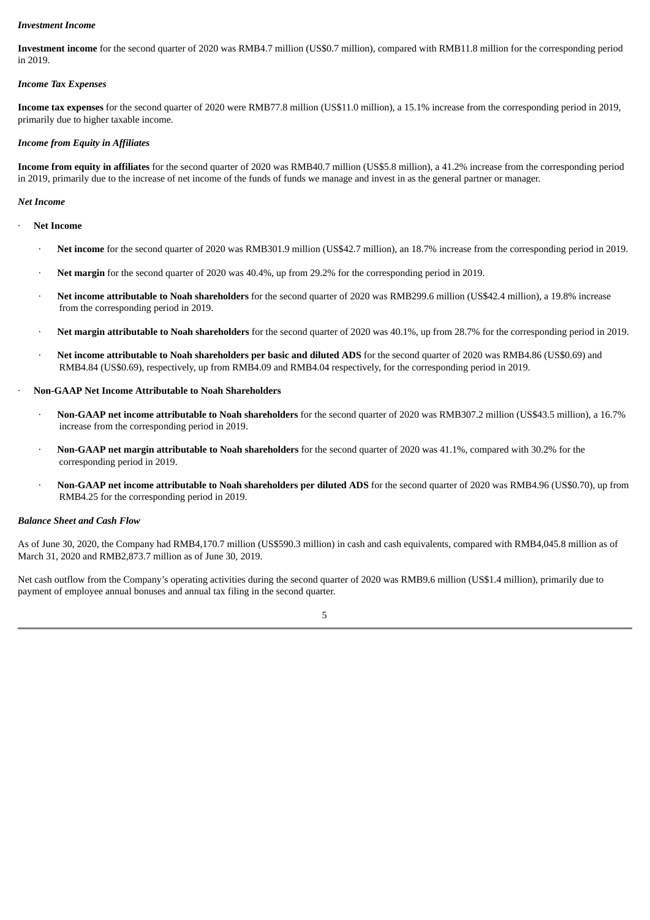*Investment Income*

**Investment income** for the second quarter of 2020 was RMB4.7 million (US$0.7 million), compared with RMB11.8 million for the corresponding period in 2019.

*Income Tax Expenses*

**Income tax expenses** for the second quarter of 2020 were RMB77.8 million (US$11.0 million), a 15.1% increase from the corresponding period in 2019, primarily due to higher taxable income.

*Income from Equity in Affiliates*

**Income from equity in affiliates** for the second quarter of 2020 was RMB40.7 million (US$5.8 million), a 41.2% increase from the corresponding period in 2019, primarily due to the increase of net income of the funds of funds we manage and invest in as the general partner or manager.

*Net Income*

- **Net Income**
  - **Net income** for the second quarter of 2020 was RMB301.9 million (US$42.7 million), an 18.7% increase from the corresponding period in 2019.
  - **Net margin** for the second quarter of 2020 was 40.4%, up from 29.2% for the corresponding period in 2019.
  - **Net income attributable to Noah shareholders** for the second quarter of 2020 was RMB299.6 million (US$42.4 million), a 19.8% increase from the corresponding period in 2019.
  - **Net margin attributable to Noah shareholders** for the second quarter of 2020 was 40.1%, up from 28.7% for the corresponding period in 2019.
  - **Net income attributable to Noah shareholders per basic and diluted ADS** for the second quarter of 2020 was RMB4.86 (US$0.69) and RMB4.84 (US$0.69), respectively, up from RMB4.09 and RMB4.04 respectively, for the corresponding period in 2019.
- **Non-GAAP Net Income Attributable to Noah Shareholders**
  - **Non-GAAP net income attributable to Noah shareholders** for the second quarter of 2020 was RMB307.2 million (US$43.5 million), a 16.7% increase from the corresponding period in 2019.
  - **Non-GAAP net margin attributable to Noah shareholders** for the second quarter of 2020 was 41.1%, compared with 30.2% for the corresponding period in 2019.
  - **Non-GAAP net income attributable to Noah shareholders per diluted ADS** for the second quarter of 2020 was RMB4.96 (US$0.70), up from RMB4.25 for the corresponding period in 2019.

*Balance Sheet and Cash Flow*

As of June 30, 2020, the Company had RMB4,170.7 million (US$590.3 million) in cash and cash equivalents, compared with RMB4,045.8 million as of March 31, 2020 and RMB2,873.7 million as of June 30, 2019.

Net cash outflow from the Company's operating activities during the second quarter of 2020 was RMB9.6 million (US$1.4 million), primarily due to payment of employee annual bonuses and annual tax filing in the second quarter.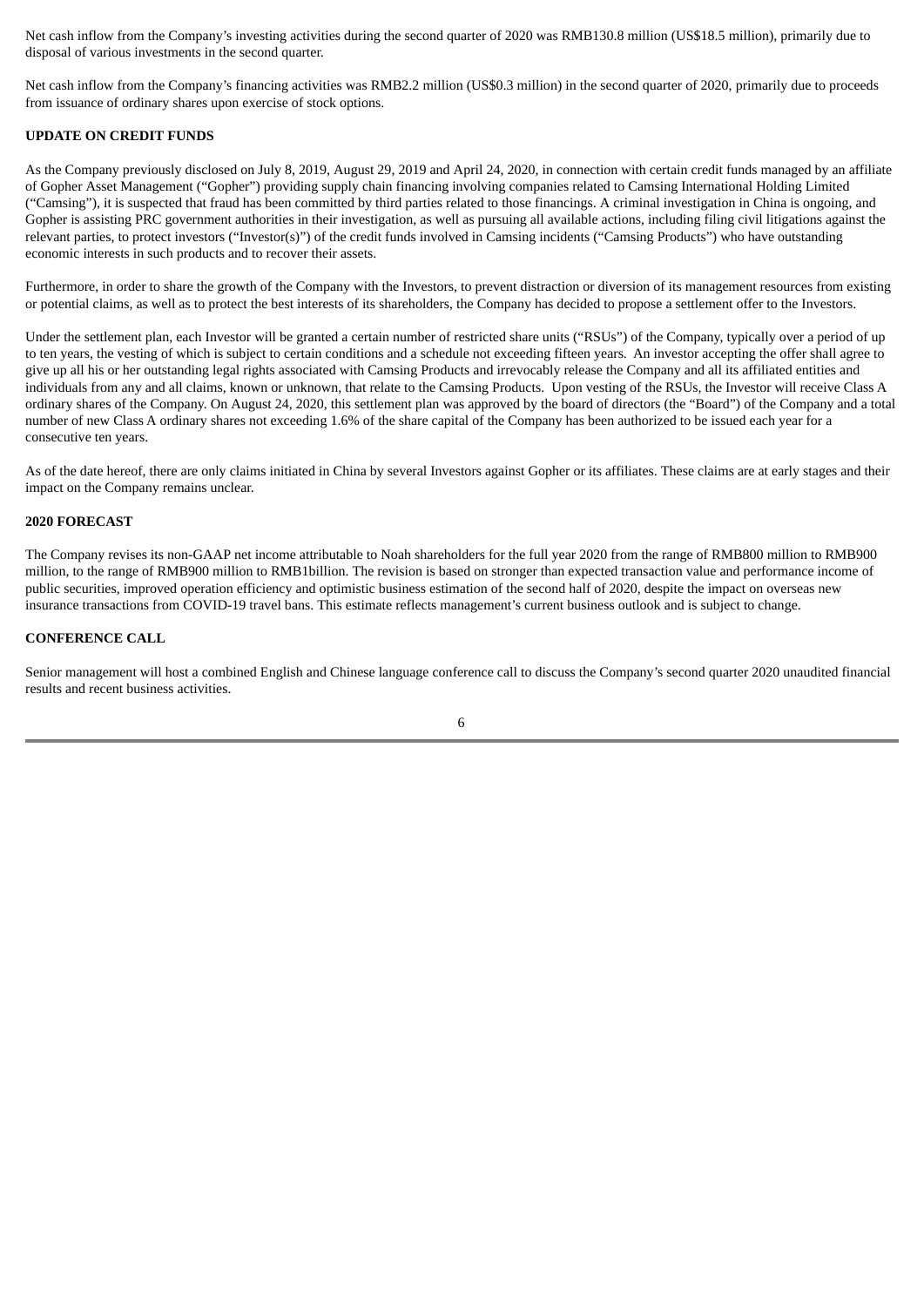Net cash inflow from the Company's investing activities during the second quarter of 2020 was RMB130.8 million (US$18.5 million), primarily due to disposal of various investments in the second quarter.

Net cash inflow from the Company's financing activities was RMB2.2 million (US$0.3 million) in the second quarter of 2020, primarily due to proceeds from issuance of ordinary shares upon exercise of stock options.

**UPDATE ON CREDIT FUNDS**

As the Company previously disclosed on July 8, 2019, August 29, 2019 and April 24, 2020, in connection with certain credit funds managed by an affiliate of Gopher Asset Management ("Gopher") providing supply chain financing involving companies related to Camsing International Holding Limited ("Camsing"), it is suspected that fraud has been committed by third parties related to those financings. A criminal investigation in China is ongoing, and Gopher is assisting PRC government authorities in their investigation, as well as pursuing all available actions, including filing civil litigations against the relevant parties, to protect investors ("Investor(s)") of the credit funds involved in Camsing incidents ("Camsing Products") who have outstanding economic interests in such products and to recover their assets.

Furthermore, in order to share the growth of the Company with the Investors, to prevent distraction or diversion of its management resources from existing or potential claims, as well as to protect the best interests of its shareholders, the Company has decided to propose a settlement offer to the Investors.

Under the settlement plan, each Investor will be granted a certain number of restricted share units ("RSUs") of the Company, typically over a period of up to ten years, the vesting of which is subject to certain conditions and a schedule not exceeding fifteen years. An investor accepting the offer shall agree to give up all his or her outstanding legal rights associated with Camsing Products and irrevocably release the Company and all its affiliated entities and individuals from any and all claims, known or unknown, that relate to the Camsing Products. Upon vesting of the RSUs, the Investor will receive Class A ordinary shares of the Company. On August 24, 2020, this settlement plan was approved by the board of directors (the "Board") of the Company and a total number of new Class A ordinary shares not exceeding 1.6% of the share capital of the Company has been authorized to be issued each year for a consecutive ten years.

As of the date hereof, there are only claims initiated in China by several Investors against Gopher or its affiliates. These claims are at early stages and their impact on the Company remains unclear.

**2020 FORECAST**

The Company revises its non-GAAP net income attributable to Noah shareholders for the full year 2020 from the range of RMB800 million to RMB900 million, to the range of RMB900 million to RMB1billion. The revision is based on stronger than expected transaction value and performance income of public securities, improved operation efficiency and optimistic business estimation of the second half of 2020, despite the impact on overseas new insurance transactions from COVID-19 travel bans. This estimate reflects management's current business outlook and is subject to change.

**CONFERENCE CALL**

Senior management will host a combined English and Chinese language conference call to discuss the Company's second quarter 2020 unaudited financial results and recent business activities.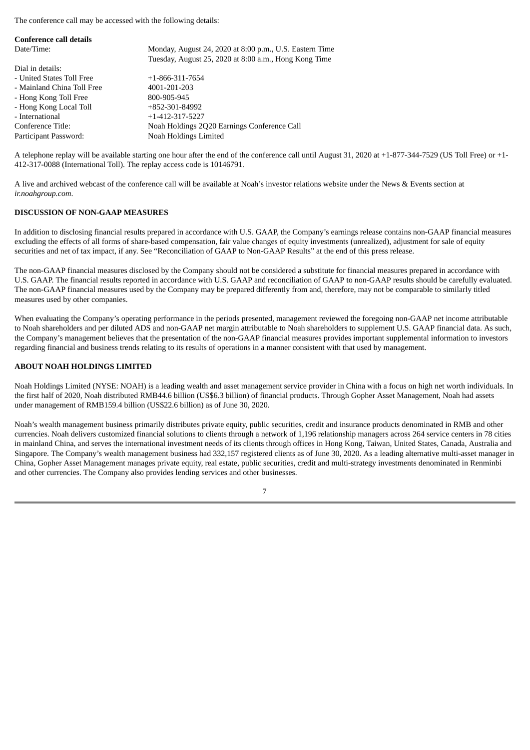The conference call may be accessed with the following details:

**Conference call details**

| | |
|---|---|
| Date/Time: | Monday, August 24, 2020 at 8:00 p.m., U.S. Eastern Time<br>Tuesday, August 25, 2020 at 8:00 a.m., Hong Kong Time |
| Dial in details: | |
| - United States Toll Free | +1-866-311-7654 |
| - Mainland China Toll Free | 4001-201-203 |
| - Hong Kong Toll Free | 800-905-945 |
| - Hong Kong Local Toll | +852-301-84992 |
| - International | +1-412-317-5227 |
| Conference Title: | Noah Holdings 2Q20 Earnings Conference Call |
| Participant Password: | Noah Holdings Limited |

A telephone replay will be available starting one hour after the end of the conference call until August 31, 2020 at +1-877-344-7529 (US Toll Free) or +1-412-317-0088 (International Toll). The replay access code is 10146791.

A live and archived webcast of the conference call will be available at Noah's investor relations website under the News & Events section at *ir.noahgroup.com*.

**DISCUSSION OF NON-GAAP MEASURES**

In addition to disclosing financial results prepared in accordance with U.S. GAAP, the Company's earnings release contains non-GAAP financial measures excluding the effects of all forms of share-based compensation, fair value changes of equity investments (unrealized), adjustment for sale of equity securities and net of tax impact, if any. See "Reconciliation of GAAP to Non-GAAP Results" at the end of this press release.

The non-GAAP financial measures disclosed by the Company should not be considered a substitute for financial measures prepared in accordance with U.S. GAAP. The financial results reported in accordance with U.S. GAAP and reconciliation of GAAP to non-GAAP results should be carefully evaluated. The non-GAAP financial measures used by the Company may be prepared differently from and, therefore, may not be comparable to similarly titled measures used by other companies.

When evaluating the Company's operating performance in the periods presented, management reviewed the foregoing non-GAAP net income attributable to Noah shareholders and per diluted ADS and non-GAAP net margin attributable to Noah shareholders to supplement U.S. GAAP financial data. As such, the Company's management believes that the presentation of the non-GAAP financial measures provides important supplemental information to investors regarding financial and business trends relating to its results of operations in a manner consistent with that used by management.

**ABOUT NOAH HOLDINGS LIMITED**

Noah Holdings Limited (NYSE: NOAH) is a leading wealth and asset management service provider in China with a focus on high net worth individuals. In the first half of 2020, Noah distributed RMB44.6 billion (US$6.3 billion) of financial products. Through Gopher Asset Management, Noah had assets under management of RMB159.4 billion (US$22.6 billion) as of June 30, 2020.

Noah's wealth management business primarily distributes private equity, public securities, credit and insurance products denominated in RMB and other currencies. Noah delivers customized financial solutions to clients through a network of 1,196 relationship managers across 264 service centers in 78 cities in mainland China, and serves the international investment needs of its clients through offices in Hong Kong, Taiwan, United States, Canada, Australia and Singapore. The Company's wealth management business had 332,157 registered clients as of June 30, 2020. As a leading alternative multi-asset manager in China, Gopher Asset Management manages private equity, real estate, public securities, credit and multi-strategy investments denominated in Renminbi and other currencies. The Company also provides lending services and other businesses.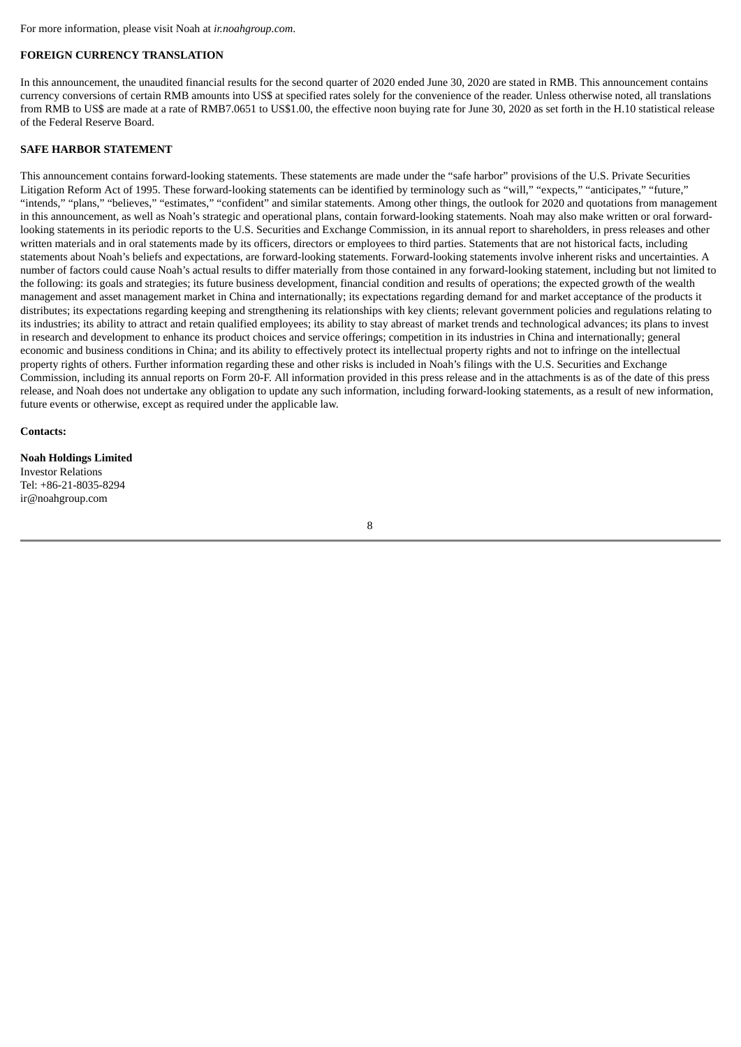For more information, please visit Noah at *ir.noahgroup.com*.

**FOREIGN CURRENCY TRANSLATION**

In this announcement, the unaudited financial results for the second quarter of 2020 ended June 30, 2020 are stated in RMB. This announcement contains currency conversions of certain RMB amounts into US$ at specified rates solely for the convenience of the reader. Unless otherwise noted, all translations from RMB to US$ are made at a rate of RMB7.0651 to US$1.00, the effective noon buying rate for June 30, 2020 as set forth in the H.10 statistical release of the Federal Reserve Board.

**SAFE HARBOR STATEMENT**

This announcement contains forward-looking statements. These statements are made under the "safe harbor" provisions of the U.S. Private Securities Litigation Reform Act of 1995. These forward-looking statements can be identified by terminology such as "will," "expects," "anticipates," "future," "intends," "plans," "believes," "estimates," "confident" and similar statements. Among other things, the outlook for 2020 and quotations from management in this announcement, as well as Noah's strategic and operational plans, contain forward-looking statements. Noah may also make written or oral forward-looking statements in its periodic reports to the U.S. Securities and Exchange Commission, in its annual report to shareholders, in press releases and other written materials and in oral statements made by its officers, directors or employees to third parties. Statements that are not historical facts, including statements about Noah's beliefs and expectations, are forward-looking statements. Forward-looking statements involve inherent risks and uncertainties. A number of factors could cause Noah's actual results to differ materially from those contained in any forward-looking statement, including but not limited to the following: its goals and strategies; its future business development, financial condition and results of operations; the expected growth of the wealth management and asset management market in China and internationally; its expectations regarding demand for and market acceptance of the products it distributes; its expectations regarding keeping and strengthening its relationships with key clients; relevant government policies and regulations relating to its industries; its ability to attract and retain qualified employees; its ability to stay abreast of market trends and technological advances; its plans to invest in research and development to enhance its product choices and service offerings; competition in its industries in China and internationally; general economic and business conditions in China; and its ability to effectively protect its intellectual property rights and not to infringe on the intellectual property rights of others. Further information regarding these and other risks is included in Noah's filings with the U.S. Securities and Exchange Commission, including its annual reports on Form 20-F. All information provided in this press release and in the attachments is as of the date of this press release, and Noah does not undertake any obligation to update any such information, including forward-looking statements, as a result of new information, future events or otherwise, except as required under the applicable law.

**Contacts:**

**Noah Holdings Limited**
Investor Relations
Tel: +86-21-8035-8294
ir@noahgroup.com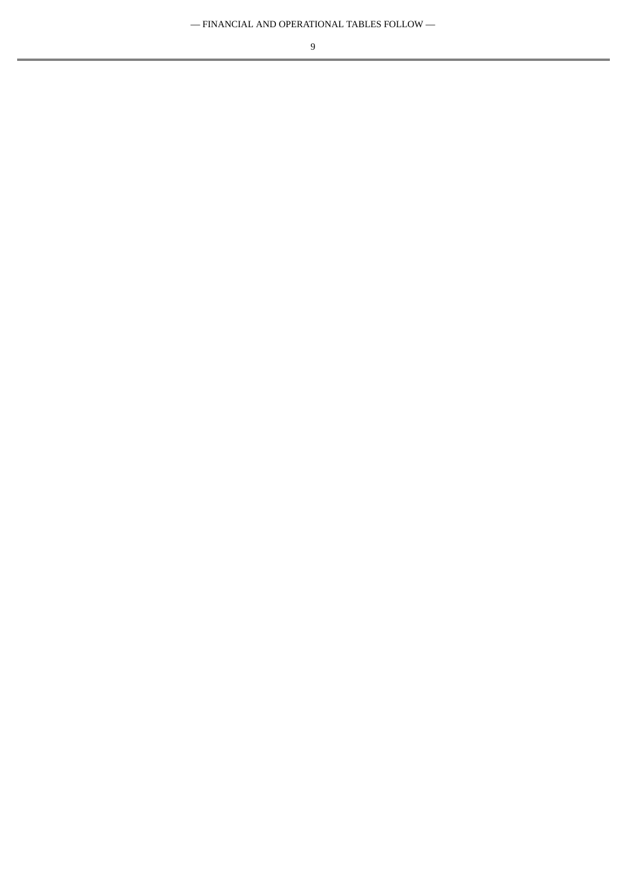— FINANCIAL AND OPERATIONAL TABLES FOLLOW —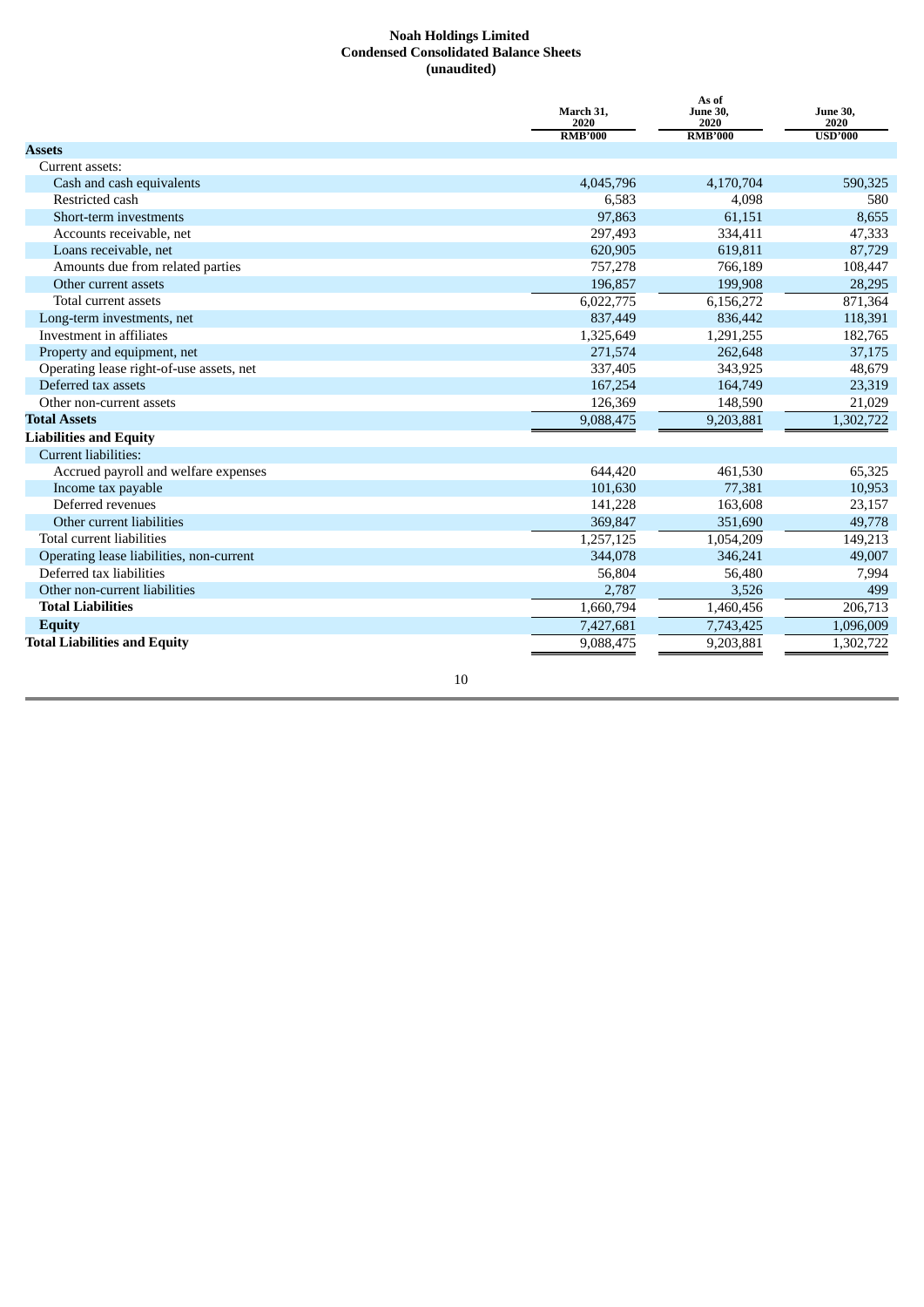**Noah Holdings Limited**
**Condensed Consolidated Balance Sheets**
**(unaudited)**

| | As of | | |
|---|---|---|---|
| | March 31, 2020 | June 30, 2020 | June 30, 2020 |
| | RMB'000 | RMB'000 | USD'000 |
| **Assets** | | | |
| Current assets: | | | |
| Cash and cash equivalents | 4,045,796 | 4,170,704 | 590,325 |
| Restricted cash | 6,583 | 4,098 | 580 |
| Short-term investments | 97,863 | 61,151 | 8,655 |
| Accounts receivable, net | 297,493 | 334,411 | 47,333 |
| Loans receivable, net | 620,905 | 619,811 | 87,729 |
| Amounts due from related parties | 757,278 | 766,189 | 108,447 |
| Other current assets | 196,857 | 199,908 | 28,295 |
| Total current assets | 6,022,775 | 6,156,272 | 871,364 |
| Long-term investments, net | 837,449 | 836,442 | 118,391 |
| Investment in affiliates | 1,325,649 | 1,291,255 | 182,765 |
| Property and equipment, net | 271,574 | 262,648 | 37,175 |
| Operating lease right-of-use assets, net | 337,405 | 343,925 | 48,679 |
| Deferred tax assets | 167,254 | 164,749 | 23,319 |
| Other non-current assets | 126,369 | 148,590 | 21,029 |
| **Total Assets** | 9,088,475 | 9,203,881 | 1,302,722 |
| **Liabilities and Equity** | | | |
| Current liabilities: | | | |
| Accrued payroll and welfare expenses | 644,420 | 461,530 | 65,325 |
| Income tax payable | 101,630 | 77,381 | 10,953 |
| Deferred revenues | 141,228 | 163,608 | 23,157 |
| Other current liabilities | 369,847 | 351,690 | 49,778 |
| Total current liabilities | 1,257,125 | 1,054,209 | 149,213 |
| Operating lease liabilities, non-current | 344,078 | 346,241 | 49,007 |
| Deferred tax liabilities | 56,804 | 56,480 | 7,994 |
| Other non-current liabilities | 2,787 | 3,526 | 499 |
| **Total Liabilities** | 1,660,794 | 1,460,456 | 206,713 |
| **Equity** | 7,427,681 | 7,743,425 | 1,096,009 |
| **Total Liabilities and Equity** | 9,088,475 | 9,203,881 | 1,302,722 |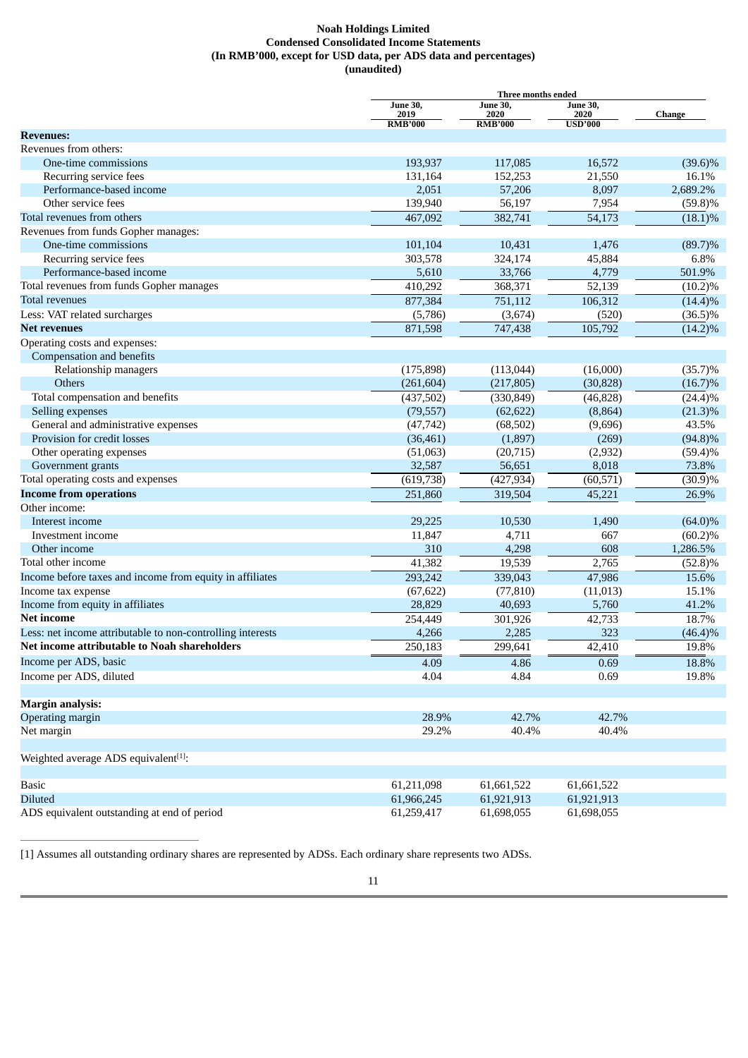**Noah Holdings Limited**
**Condensed Consolidated Income Statements**
**(In RMB'000, except for USD data, per ADS data and percentages)**
**(unaudited)**

| | Three months ended | | | |
|---|---|---|---|---|
| | June 30, 2019 RMB'000 | June 30, 2020 RMB'000 | June 30, 2020 USD'000 | Change |
| **Revenues:** | | | | |
| Revenues from others: | | | | |
| One-time commissions | 193,937 | 117,085 | 16,572 | (39.6)% |
| Recurring service fees | 131,164 | 152,253 | 21,550 | 16.1% |
| Performance-based income | 2,051 | 57,206 | 8,097 | 2,689.2% |
| Other service fees | 139,940 | 56,197 | 7,954 | (59.8)% |
| Total revenues from others | 467,092 | 382,741 | 54,173 | (18.1)% |
| Revenues from funds Gopher manages: | | | | |
| One-time commissions | 101,104 | 10,431 | 1,476 | (89.7)% |
| Recurring service fees | 303,578 | 324,174 | 45,884 | 6.8% |
| Performance-based income | 5,610 | 33,766 | 4,779 | 501.9% |
| Total revenues from funds Gopher manages | 410,292 | 368,371 | 52,139 | (10.2)% |
| Total revenues | 877,384 | 751,112 | 106,312 | (14.4)% |
| Less: VAT related surcharges | (5,786) | (3,674) | (520) | (36.5)% |
| **Net revenues** | 871,598 | 747,438 | 105,792 | (14.2)% |
| Operating costs and expenses: | | | | |
| Compensation and benefits | | | | |
| Relationship managers | (175,898) | (113,044) | (16,000) | (35.7)% |
| Others | (261,604) | (217,805) | (30,828) | (16.7)% |
| Total compensation and benefits | (437,502) | (330,849) | (46,828) | (24.4)% |
| Selling expenses | (79,557) | (62,622) | (8,864) | (21.3)% |
| General and administrative expenses | (47,742) | (68,502) | (9,696) | 43.5% |
| Provision for credit losses | (36,461) | (1,897) | (269) | (94.8)% |
| Other operating expenses | (51,063) | (20,715) | (2,932) | (59.4)% |
| Government grants | 32,587 | 56,651 | 8,018 | 73.8% |
| Total operating costs and expenses | (619,738) | (427,934) | (60,571) | (30.9)% |
| **Income from operations** | 251,860 | 319,504 | 45,221 | 26.9% |
| Other income: | | | | |
| Interest income | 29,225 | 10,530 | 1,490 | (64.0)% |
| Investment income | 11,847 | 4,711 | 667 | (60.2)% |
| Other income | 310 | 4,298 | 608 | 1,286.5% |
| Total other income | 41,382 | 19,539 | 2,765 | (52.8)% |
| Income before taxes and income from equity in affiliates | 293,242 | 339,043 | 47,986 | 15.6% |
| Income tax expense | (67,622) | (77,810) | (11,013) | 15.1% |
| Income from equity in affiliates | 28,829 | 40,693 | 5,760 | 41.2% |
| **Net income** | 254,449 | 301,926 | 42,733 | 18.7% |
| Less: net income attributable to non-controlling interests | 4,266 | 2,285 | 323 | (46.4)% |
| **Net income attributable to Noah shareholders** | 250,183 | 299,641 | 42,410 | 19.8% |
| Income per ADS, basic | 4.09 | 4.86 | 0.69 | 18.8% |
| Income per ADS, diluted | 4.04 | 4.84 | 0.69 | 19.8% |
| | | | | |
| **Margin analysis:** | | | | |
| Operating margin | 28.9% | 42.7% | 42.7% | |
| Net margin | 29.2% | 40.4% | 40.4% | |
| | | | | |
| Weighted average ADS equivalent[1]: | | | | |
| | | | | |
| Basic | 61,211,098 | 61,661,522 | 61,661,522 | |
| Diluted | 61,966,245 | 61,921,913 | 61,921,913 | |
| ADS equivalent outstanding at end of period | 61,259,417 | 61,698,055 | 61,698,055 | |

[1] Assumes all outstanding ordinary shares are represented by ADSs. Each ordinary share represents two ADSs.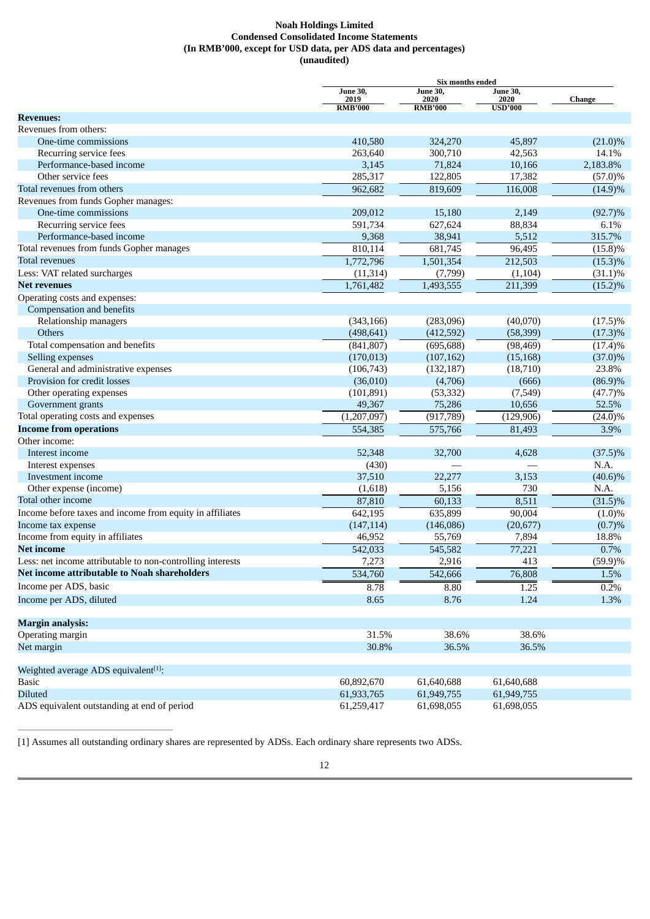**Noah Holdings Limited**
**Condensed Consolidated Income Statements**
**(In RMB'000, except for USD data, per ADS data and percentages)**
**(unaudited)**

| | Six months ended | | | |
|---|---|---|---|---|
| | June 30, 2019 RMB'000 | June 30, 2020 RMB'000 | June 30, 2020 USD'000 | Change |
| **Revenues:** | | | | |
| Revenues from others: | | | | |
| One-time commissions | 410,580 | 324,270 | 45,897 | (21.0)% |
| Recurring service fees | 263,640 | 300,710 | 42,563 | 14.1% |
| Performance-based income | 3,145 | 71,824 | 10,166 | 2,183.8% |
| Other service fees | 285,317 | 122,805 | 17,382 | (57.0)% |
| Total revenues from others | 962,682 | 819,609 | 116,008 | (14.9)% |
| Revenues from funds Gopher manages: | | | | |
| One-time commissions | 209,012 | 15,180 | 2,149 | (92.7)% |
| Recurring service fees | 591,734 | 627,624 | 88,834 | 6.1% |
| Performance-based income | 9,368 | 38,941 | 5,512 | 315.7% |
| Total revenues from funds Gopher manages | 810,114 | 681,745 | 96,495 | (15.8)% |
| Total revenues | 1,772,796 | 1,501,354 | 212,503 | (15.3)% |
| Less: VAT related surcharges | (11,314) | (7,799) | (1,104) | (31.1)% |
| **Net revenues** | 1,761,482 | 1,493,555 | 211,399 | (15.2)% |
| Operating costs and expenses: | | | | |
| Compensation and benefits | | | | |
| Relationship managers | (343,166) | (283,096) | (40,070) | (17.5)% |
| Others | (498,641) | (412,592) | (58,399) | (17.3)% |
| Total compensation and benefits | (841,807) | (695,688) | (98,469) | (17.4)% |
| Selling expenses | (170,013) | (107,162) | (15,168) | (37.0)% |
| General and administrative expenses | (106,743) | (132,187) | (18,710) | 23.8% |
| Provision for credit losses | (36,010) | (4,706) | (666) | (86.9)% |
| Other operating expenses | (101,891) | (53,332) | (7,549) | (47.7)% |
| Government grants | 49,367 | 75,286 | 10,656 | 52.5% |
| Total operating costs and expenses | (1,207,097) | (917,789) | (129,906) | (24.0)% |
| **Income from operations** | 554,385 | 575,766 | 81,493 | 3.9% |
| Other income: | | | | |
| Interest income | 52,348 | 32,700 | 4,628 | (37.5)% |
| Interest expenses | (430) | — | — | N.A. |
| Investment income | 37,510 | 22,277 | 3,153 | (40.6)% |
| Other expense (income) | (1,618) | 5,156 | 730 | N.A. |
| Total other income | 87,810 | 60,133 | 8,511 | (31.5)% |
| Income before taxes and income from equity in affiliates | 642,195 | 635,899 | 90,004 | (1.0)% |
| Income tax expense | (147,114) | (146,086) | (20,677) | (0.7)% |
| Income from equity in affiliates | 46,952 | 55,769 | 7,894 | 18.8% |
| **Net income** | 542,033 | 545,582 | 77,221 | 0.7% |
| Less: net income attributable to non-controlling interests | 7,273 | 2,916 | 413 | (59.9)% |
| **Net income attributable to Noah shareholders** | 534,760 | 542,666 | 76,808 | 1.5% |
| Income per ADS, basic | 8.78 | 8.80 | 1.25 | 0.2% |
| Income per ADS, diluted | 8.65 | 8.76 | 1.24 | 1.3% |
| | | | | |
| **Margin analysis:** | | | | |
| Operating margin | 31.5% | 38.6% | 38.6% | |
| Net margin | 30.8% | 36.5% | 36.5% | |
| | | | | |
| Weighted average ADS equivalent[1]: | | | | |
| Basic | 60,892,670 | 61,640,688 | 61,640,688 | |
| Diluted | 61,933,765 | 61,949,755 | 61,949,755 | |
| ADS equivalent outstanding at end of period | 61,259,417 | 61,698,055 | 61,698,055 | |

[1] Assumes all outstanding ordinary shares are represented by ADSs. Each ordinary share represents two ADSs.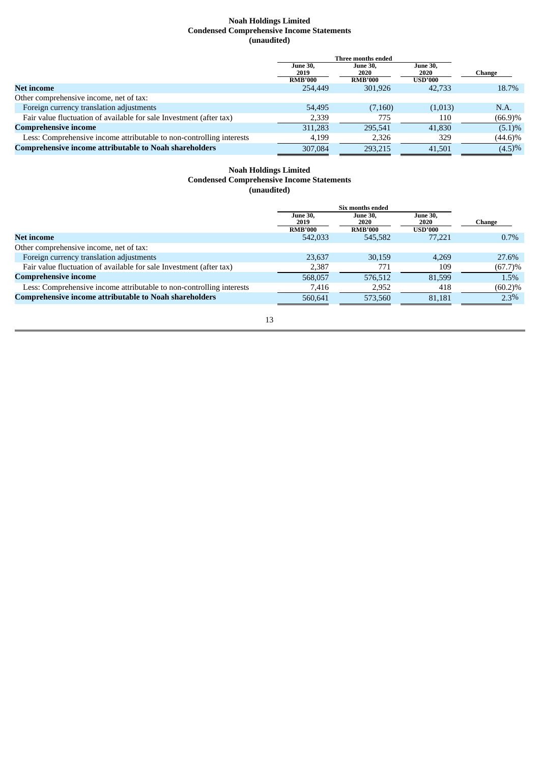**Noah Holdings Limited**
**Condensed Comprehensive Income Statements**
**(unaudited)**

| | Three months ended | | | |
|---|---|---|---|---|
| | June 30, 2019 | June 30, 2020 | June 30, 2020 | Change |
| | RMB'000 | RMB'000 | USD'000 | |
| **Net income** | 254,449 | 301,926 | 42,733 | 18.7% |
| Other comprehensive income, net of tax: | | | | |
| Foreign currency translation adjustments | 54,495 | (7,160) | (1,013) | N.A. |
| Fair value fluctuation of available for sale Investment (after tax) | 2,339 | 775 | 110 | (66.9)% |
| **Comprehensive income** | 311,283 | 295,541 | 41,830 | (5.1)% |
| Less: Comprehensive income attributable to non-controlling interests | 4,199 | 2,326 | 329 | (44.6)% |
| **Comprehensive income attributable to Noah shareholders** | 307,084 | 293,215 | 41,501 | (4.5)% |

**Noah Holdings Limited**
**Condensed Comprehensive Income Statements**
**(unaudited)**

| | Six months ended | | | |
|---|---|---|---|---|
| | June 30, 2019 | June 30, 2020 | June 30, 2020 | Change |
| | RMB'000 | RMB'000 | USD'000 | |
| **Net income** | 542,033 | 545,582 | 77,221 | 0.7% |
| Other comprehensive income, net of tax: | | | | |
| Foreign currency translation adjustments | 23,637 | 30,159 | 4,269 | 27.6% |
| Fair value fluctuation of available for sale Investment (after tax) | 2,387 | 771 | 109 | (67.7)% |
| **Comprehensive income** | 568,057 | 576,512 | 81,599 | 1.5% |
| Less: Comprehensive income attributable to non-controlling interests | 7,416 | 2,952 | 418 | (60.2)% |
| **Comprehensive income attributable to Noah shareholders** | 560,641 | 573,560 | 81,181 | 2.3% |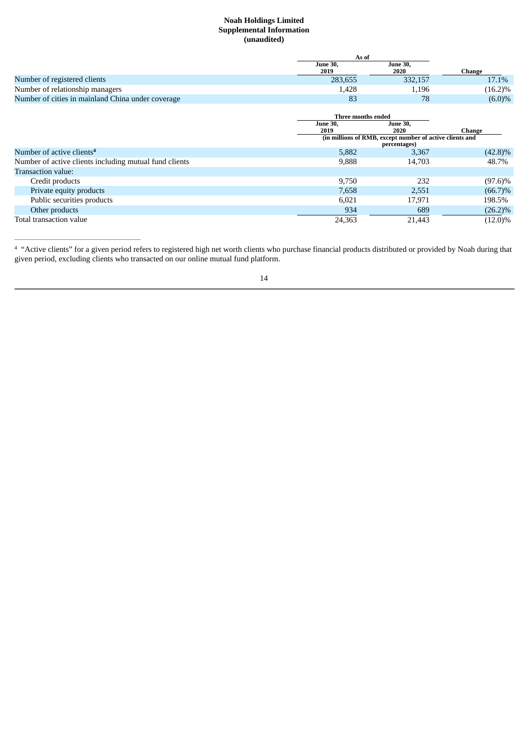**Noah Holdings Limited**
**Supplemental Information**
**(unaudited)**

| | As of | | |
|---|---|---|---|
| | June 30, 2019 | June 30, 2020 | Change |
| Number of registered clients | 283,655 | 332,157 | 17.1% |
| Number of relationship managers | 1,428 | 1,196 | (16.2)% |
| Number of cities in mainland China under coverage | 83 | 78 | (6.0)% |

| | Three months ended | | |
|---|---|---|---|
| | June 30, 2019 | June 30, 2020 | Change |
| | (in millions of RMB, except number of active clients and percentages) | | |
| Number of active clients[4] | 5,882 | 3,367 | (42.8)% |
| Number of active clients including mutual fund clients | 9,888 | 14,703 | 48.7% |
| Transaction value: | | | |
| Credit products | 9,750 | 232 | (97.6)% |
| Private equity products | 7,658 | 2,551 | (66.7)% |
| Public securities products | 6,021 | 17,971 | 198.5% |
| Other products | 934 | 689 | (26.2)% |
| Total transaction value | 24,363 | 21,443 | (12.0)% |

[4] "Active clients" for a given period refers to registered high net worth clients who purchase financial products distributed or provided by Noah during that given period, excluding clients who transacted on our online mutual fund platform.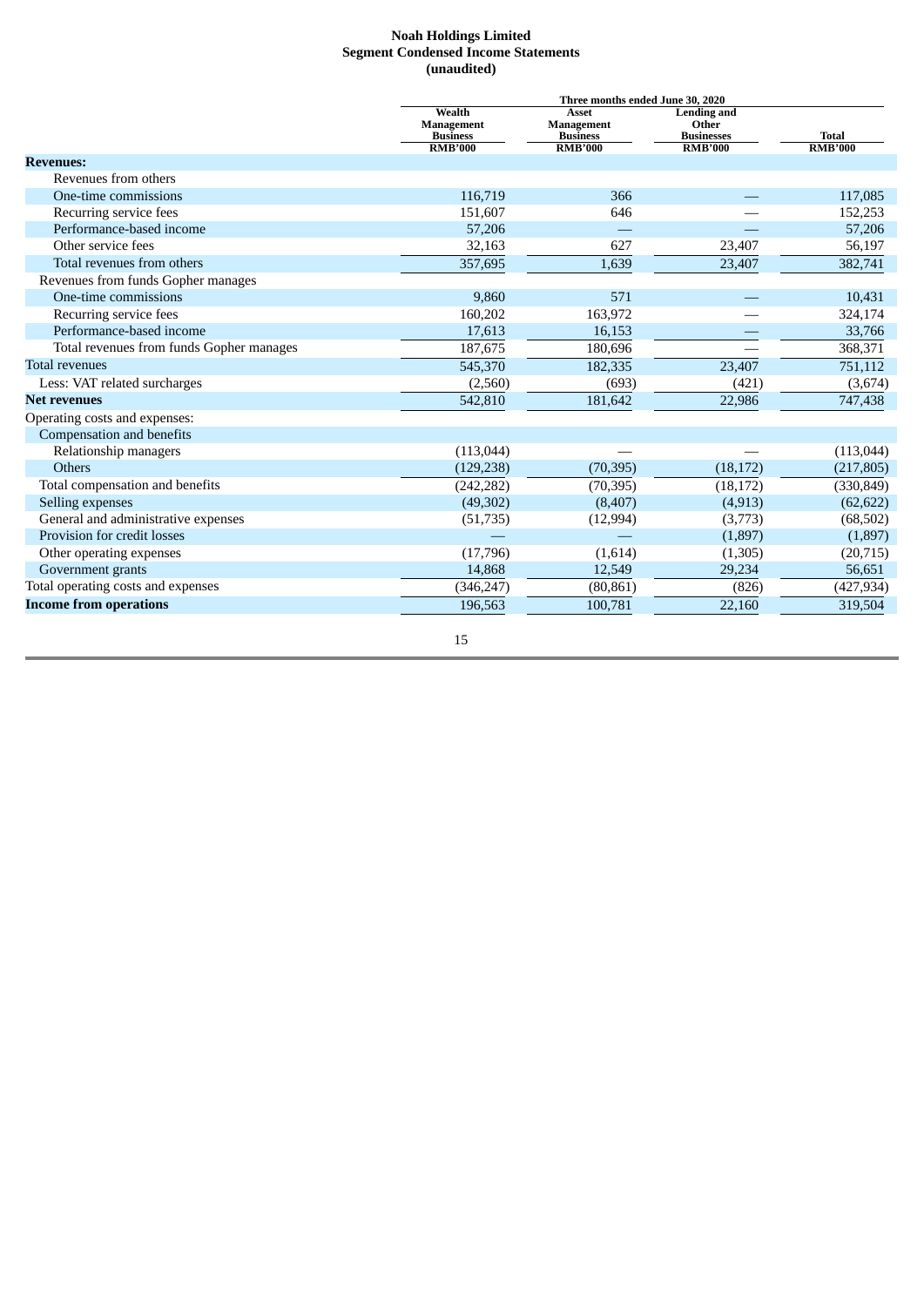# Noah Holdings Limited
## Segment Condensed Income Statements
### (unaudited)

| | Three months ended June 30, 2020 | | | |
|---|---|---|---|---|
| | Wealth Management Business RMB'000 | Asset Management Business RMB'000 | Lending and Other Businesses RMB'000 | Total RMB'000 |
| **Revenues:** | | | | |
| Revenues from others | | | | |
| One-time commissions | 116,719 | 366 | — | 117,085 |
| Recurring service fees | 151,607 | 646 | — | 152,253 |
| Performance-based income | 57,206 | — | — | 57,206 |
| Other service fees | 32,163 | 627 | 23,407 | 56,197 |
| Total revenues from others | 357,695 | 1,639 | 23,407 | 382,741 |
| Revenues from funds Gopher manages | | | | |
| One-time commissions | 9,860 | 571 | — | 10,431 |
| Recurring service fees | 160,202 | 163,972 | — | 324,174 |
| Performance-based income | 17,613 | 16,153 | — | 33,766 |
| Total revenues from funds Gopher manages | 187,675 | 180,696 | — | 368,371 |
| Total revenues | 545,370 | 182,335 | 23,407 | 751,112 |
| Less: VAT related surcharges | (2,560) | (693) | (421) | (3,674) |
| **Net revenues** | 542,810 | 181,642 | 22,986 | 747,438 |
| Operating costs and expenses: | | | | |
| Compensation and benefits | | | | |
| Relationship managers | (113,044) | — | — | (113,044) |
| Others | (129,238) | (70,395) | (18,172) | (217,805) |
| Total compensation and benefits | (242,282) | (70,395) | (18,172) | (330,849) |
| Selling expenses | (49,302) | (8,407) | (4,913) | (62,622) |
| General and administrative expenses | (51,735) | (12,994) | (3,773) | (68,502) |
| Provision for credit losses | — | — | (1,897) | (1,897) |
| Other operating expenses | (17,796) | (1,614) | (1,305) | (20,715) |
| Government grants | 14,868 | 12,549 | 29,234 | 56,651 |
| Total operating costs and expenses | (346,247) | (80,861) | (826) | (427,934) |
| **Income from operations** | 196,563 | 100,781 | 22,160 | 319,504 |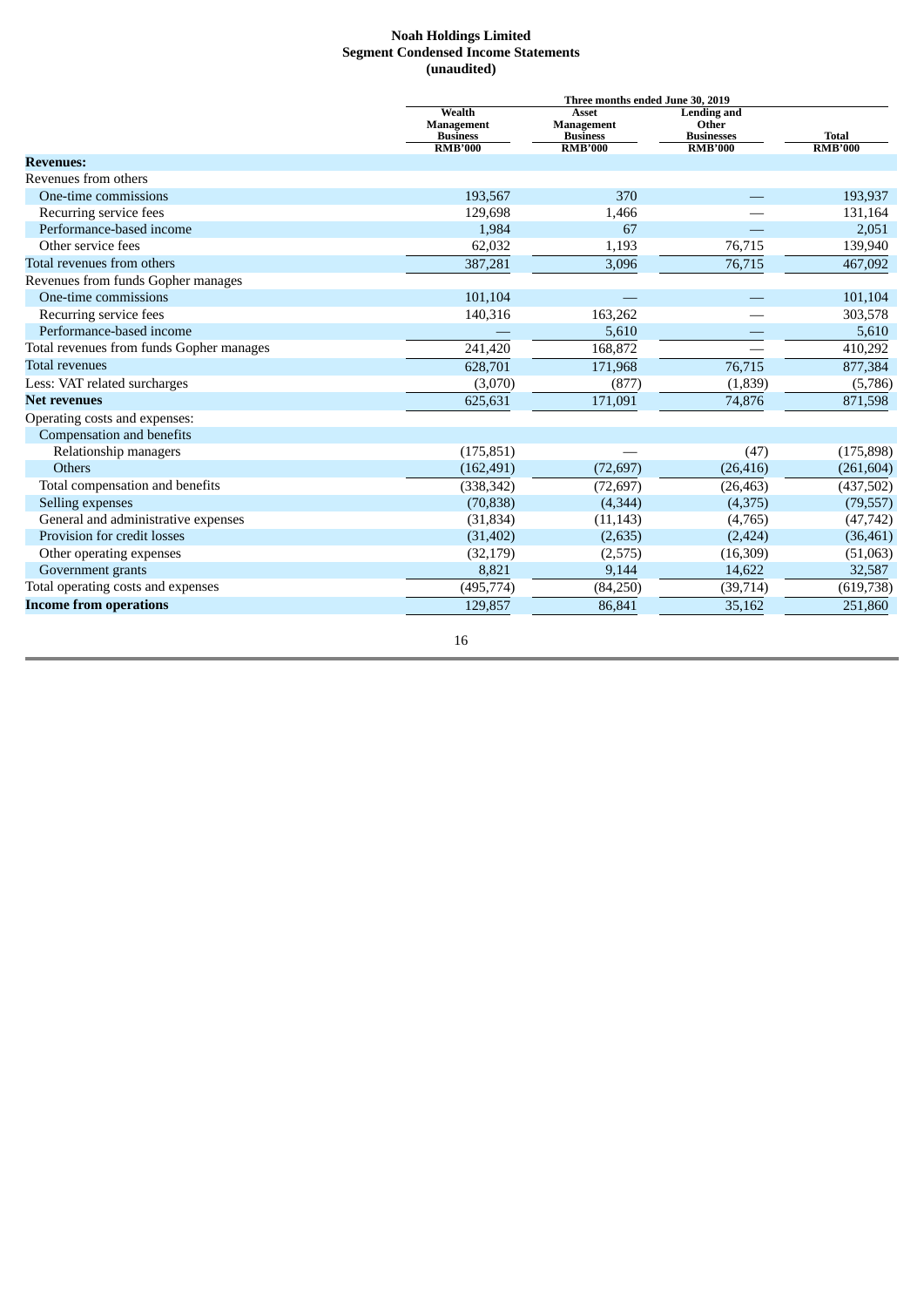**Noah Holdings Limited**
**Segment Condensed Income Statements**
**(unaudited)**

| | Three months ended June 30, 2019 | | | |
|---|---|---|---|---|
| | Wealth Management Business RMB'000 | Asset Management Business RMB'000 | Lending and Other Businesses RMB'000 | Total RMB'000 |
| **Revenues:** | | | | |
| Revenues from others | | | | |
| One-time commissions | 193,567 | 370 | — | 193,937 |
| Recurring service fees | 129,698 | 1,466 | — | 131,164 |
| Performance-based income | 1,984 | 67 | — | 2,051 |
| Other service fees | 62,032 | 1,193 | 76,715 | 139,940 |
| Total revenues from others | 387,281 | 3,096 | 76,715 | 467,092 |
| Revenues from funds Gopher manages | | | | |
| One-time commissions | 101,104 | — | — | 101,104 |
| Recurring service fees | 140,316 | 163,262 | — | 303,578 |
| Performance-based income | — | 5,610 | — | 5,610 |
| Total revenues from funds Gopher manages | 241,420 | 168,872 | — | 410,292 |
| Total revenues | 628,701 | 171,968 | 76,715 | 877,384 |
| Less: VAT related surcharges | (3,070) | (877) | (1,839) | (5,786) |
| **Net revenues** | 625,631 | 171,091 | 74,876 | 871,598 |
| Operating costs and expenses: | | | | |
| Compensation and benefits | | | | |
| Relationship managers | (175,851) | — | (47) | (175,898) |
| Others | (162,491) | (72,697) | (26,416) | (261,604) |
| Total compensation and benefits | (338,342) | (72,697) | (26,463) | (437,502) |
| Selling expenses | (70,838) | (4,344) | (4,375) | (79,557) |
| General and administrative expenses | (31,834) | (11,143) | (4,765) | (47,742) |
| Provision for credit losses | (31,402) | (2,635) | (2,424) | (36,461) |
| Other operating expenses | (32,179) | (2,575) | (16,309) | (51,063) |
| Government grants | 8,821 | 9,144 | 14,622 | 32,587 |
| Total operating costs and expenses | (495,774) | (84,250) | (39,714) | (619,738) |
| **Income from operations** | 129,857 | 86,841 | 35,162 | 251,860 |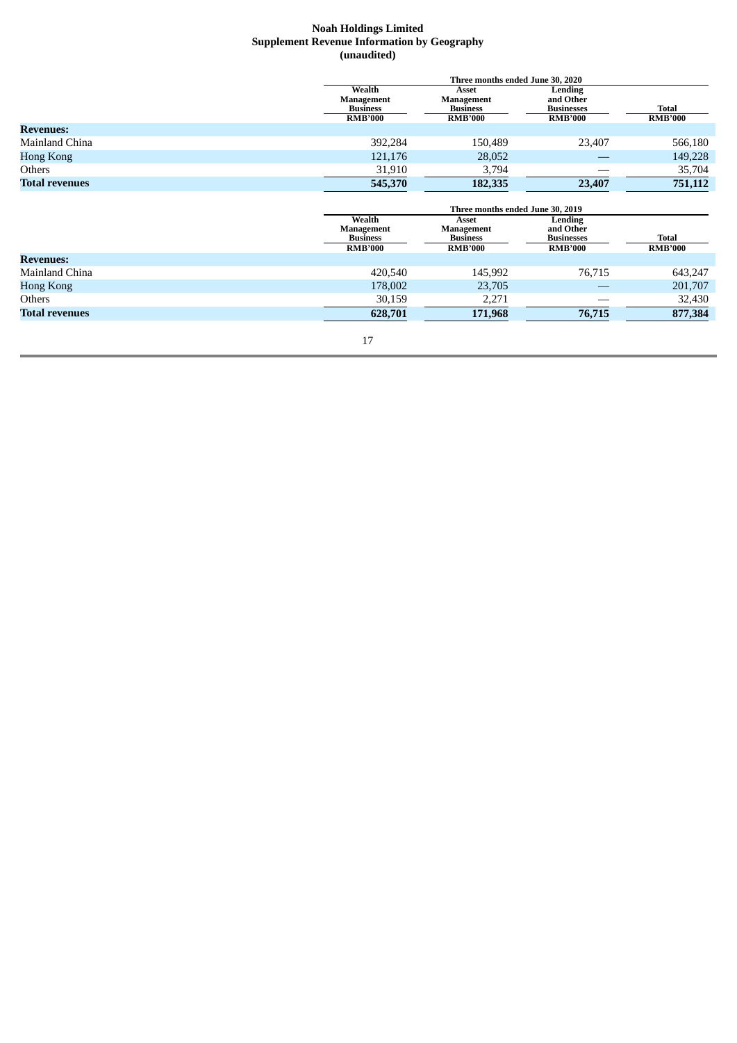**Noah Holdings Limited**
**Supplement Revenue Information by Geography**
**(unaudited)**

| | Three months ended June 30, 2020 | | | |
|---|---|---|---|---|
| | Wealth Management Business | Asset Management Business | Lending and Other Businesses | Total |
| | RMB'000 | RMB'000 | RMB'000 | RMB'000 |
| **Revenues:** | | | | |
| Mainland China | 392,284 | 150,489 | 23,407 | 566,180 |
| Hong Kong | 121,176 | 28,052 | — | 149,228 |
| Others | 31,910 | 3,794 | — | 35,704 |
| **Total revenues** | **545,370** | **182,335** | **23,407** | **751,112** |

| | Three months ended June 30, 2019 | | | |
|---|---|---|---|---|
| | Wealth Management Business | Asset Management Business | Lending and Other Businesses | Total |
| | RMB'000 | RMB'000 | RMB'000 | RMB'000 |
| **Revenues:** | | | | |
| Mainland China | 420,540 | 145,992 | 76,715 | 643,247 |
| Hong Kong | 178,002 | 23,705 | — | 201,707 |
| Others | 30,159 | 2,271 | — | 32,430 |
| **Total revenues** | **628,701** | **171,968** | **76,715** | **877,384** |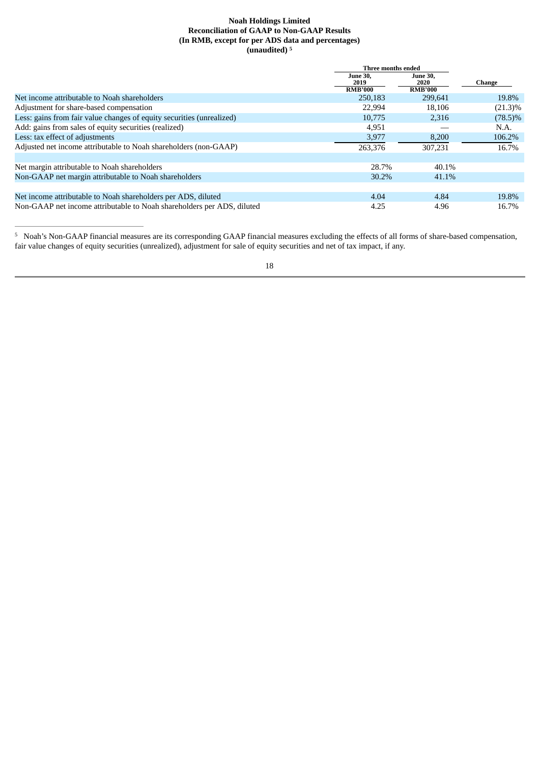**Noah Holdings Limited**
**Reconciliation of GAAP to Non-GAAP Results**
**(In RMB, except for per ADS data and percentages)**
**(unaudited) [5]**

| | Three months ended | | |
|---|---|---|---|
| | June 30, 2019 RMB'000 | June 30, 2020 RMB'000 | Change |
| Net income attributable to Noah shareholders | 250,183 | 299,641 | 19.8% |
| Adjustment for share-based compensation | 22,994 | 18,106 | (21.3)% |
| Less: gains from fair value changes of equity securities (unrealized) | 10,775 | 2,316 | (78.5)% |
| Add: gains from sales of equity securities (realized) | 4,951 | — | N.A. |
| Less: tax effect of adjustments | 3,977 | 8,200 | 106.2% |
| Adjusted net income attributable to Noah shareholders (non-GAAP) | 263,376 | 307,231 | 16.7% |
| | | | |
| Net margin attributable to Noah shareholders | 28.7% | 40.1% | |
| Non-GAAP net margin attributable to Noah shareholders | 30.2% | 41.1% | |
| | | | |
| Net income attributable to Noah shareholders per ADS, diluted | 4.04 | 4.84 | 19.8% |
| Non-GAAP net income attributable to Noah shareholders per ADS, diluted | 4.25 | 4.96 | 16.7% |

[5] Noah's Non-GAAP financial measures are its corresponding GAAP financial measures excluding the effects of all forms of share-based compensation, fair value changes of equity securities (unrealized), adjustment for sale of equity securities and net of tax impact, if any.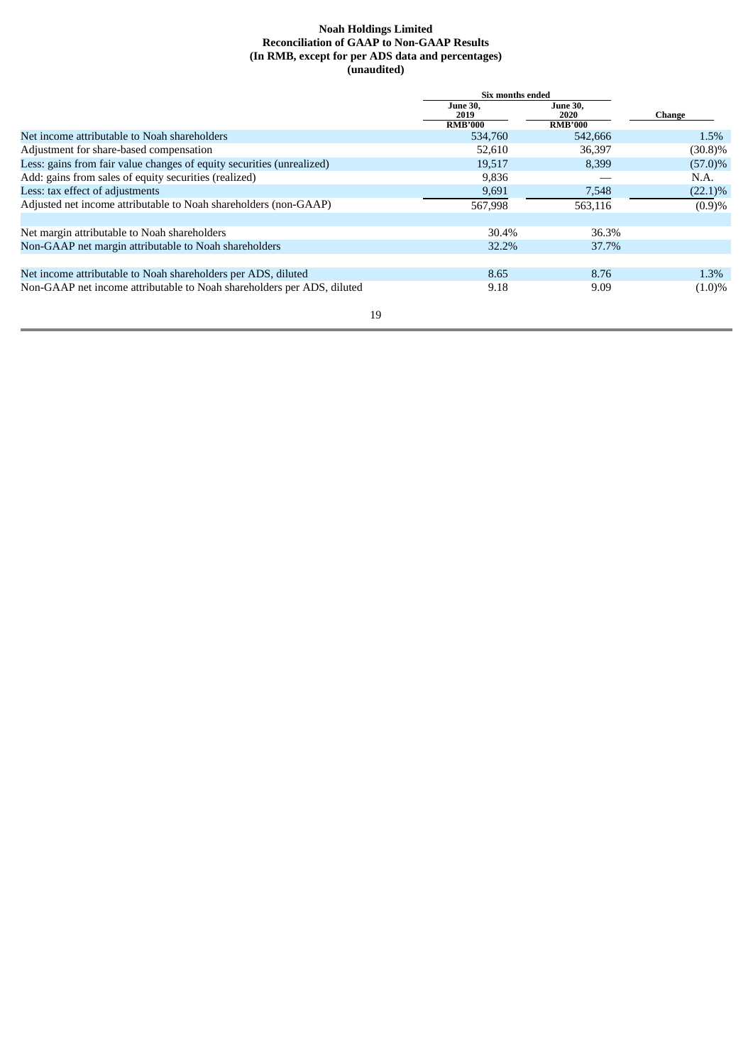**Noah Holdings Limited**
**Reconciliation of GAAP to Non-GAAP Results**
**(In RMB, except for per ADS data and percentages)**
**(unaudited)**

| | Six months ended | | |
|---|---|---|---|
| | June 30, 2019 RMB'000 | June 30, 2020 RMB'000 | Change |
| Net income attributable to Noah shareholders | 534,760 | 542,666 | 1.5% |
| Adjustment for share-based compensation | 52,610 | 36,397 | (30.8)% |
| Less: gains from fair value changes of equity securities (unrealized) | 19,517 | 8,399 | (57.0)% |
| Add: gains from sales of equity securities (realized) | 9,836 | — | N.A. |
| Less: tax effect of adjustments | 9,691 | 7,548 | (22.1)% |
| Adjusted net income attributable to Noah shareholders (non-GAAP) | 567,998 | 563,116 | (0.9)% |
| | | | |
| Net margin attributable to Noah shareholders | 30.4% | 36.3% | |
| Non-GAAP net margin attributable to Noah shareholders | 32.2% | 37.7% | |
| | | | |
| Net income attributable to Noah shareholders per ADS, diluted | 8.65 | 8.76 | 1.3% |
| Non-GAAP net income attributable to Noah shareholders per ADS, diluted | 9.18 | 9.09 | (1.0)% |